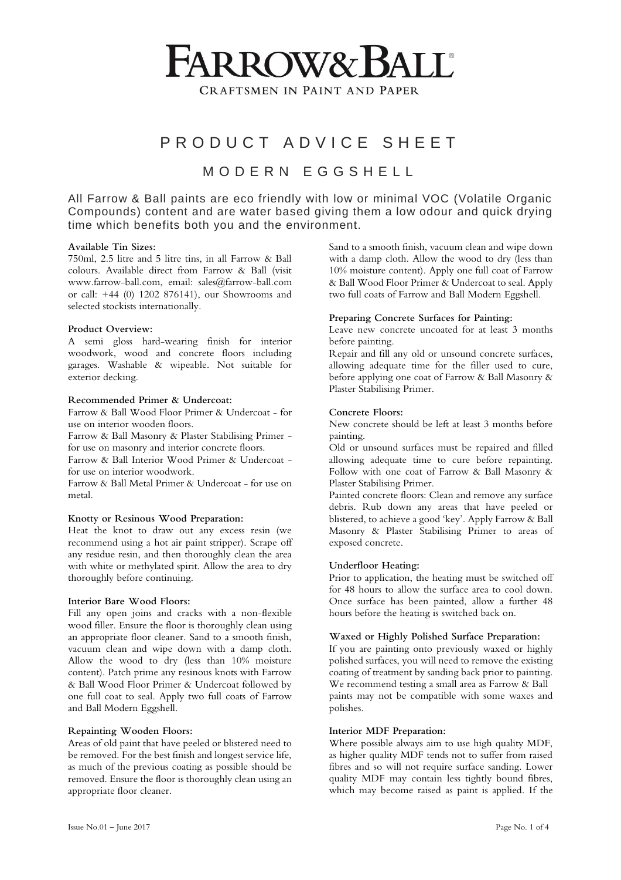# FARROW&BALL®

CRAFTSMEN IN PAINT AND PAPER

## PRODUCT ADVICE SHEET

## MODERN EGGSHELL

All Farrow & Ball paints are eco friendly with low or minimal VOC (Volatile Organic Compounds) content and are water based giving them a low odour and quick drying time which benefits both you and the environment.

### Available Tin Sizes:

750ml, 2.5 litre and 5 litre tins, in all Farrow & Ball colours. Available direct from Farrow & Ball (visit www.farrow-ball.com, email: sales@farrow-ball.com or call: +44 (0) 1202 876141), our Showrooms and selected stockists internationally.

### Product Overview:

A semi gloss hard-wearing finish for interior woodwork, wood and concrete floors including garages. Washable & wipeable. Not suitable for exterior decking.

### Recommended Primer & Undercoat:

Farrow & Ball Wood Floor Primer & Undercoat - for use on interior wooden floors.

Farrow & Ball Masonry & Plaster Stabilising Primer - for use on masonry and interior concrete floors.

Farrow & Ball Interior Wood Primer & Undercoat - for use on interior woodwork.

Farrow & Ball Metal Primer & Undercoat - for use on metal.

### Knotty or Resinous Wood Preparation:

Heat the knot to draw out any excess resin (we recommend using a hot air paint stripper). Scrape off any residue resin, and then thoroughly clean the area with white or methylated spirit. Allow the area to dry thoroughly before continuing.

### Interior Bare Wood Floors:

Fill any open joins and cracks with a non-flexible wood filler. Ensure the floor is thoroughly clean using an appropriate floor cleaner. Sand to a smooth finish, vacuum clean and wipe down with a damp cloth. Allow the wood to dry (less than 10% moisture content). Patch prime any resinous knots with Farrow & Ball Wood Floor Primer & Undercoat followed by one full coat to seal. Apply two full coats of Farrow and Ball Modern Eggshell.

### Repainting Wooden Floors:

Areas of old paint that have peeled or blistered need to be removed. For the best finish and longest service life, as much of the previous coating as possible should be removed. Ensure the floor is thoroughly clean using an appropriate floor cleaner.

Sand to a smooth finish, vacuum clean and wipe down with a damp cloth. Allow the wood to dry (less than 10% moisture content). Apply one full coat of Farrow & Ball Wood Floor Primer & Undercoat to seal. Apply two full coats of Farrow and Ball Modern Eggshell.

### Preparing Concrete Surfaces for Painting:

Leave new concrete uncoated for at least 3 months before painting.

Repair and fill any old or unsound concrete surfaces, allowing adequate time for the filler used to cure, before applying one coat of Farrow & Ball Masonry & Plaster Stabilising Primer.

### Concrete Floors:

New concrete should be left at least 3 months before painting.

Old or unsound surfaces must be repaired and filled allowing adequate time to cure before repainting. Follow with one coat of Farrow & Ball Masonry & Plaster Stabilising Primer.

Painted concrete floors: Clean and remove any surface debris. Rub down any areas that have peeled or blistered, to achieve a good 'key'. Apply Farrow & Ball Masonry & Plaster Stabilising Primer to areas of exposed concrete.

### Underfloor Heating:

Prior to application, the heating must be switched off for 48 hours to allow the surface area to cool down. Once surface has been painted, allow a further 48 hours before the heating is switched back on.

### Waxed or Highly Polished Surface Preparation:

If you are painting onto previously waxed or highly polished surfaces, you will need to remove the existing coating of treatment by sanding back prior to painting. We recommend testing a small area as Farrow & Ball paints may not be compatible with some waxes and polishes.

### Interior MDF Preparation:

Where possible always aim to use high quality MDF, as higher quality MDF tends not to suffer from raised fibres and so will not require surface sanding. Lower quality MDF may contain less tightly bound fibres, which may become raised as paint is applied. If the

Issue No.01 – June 2017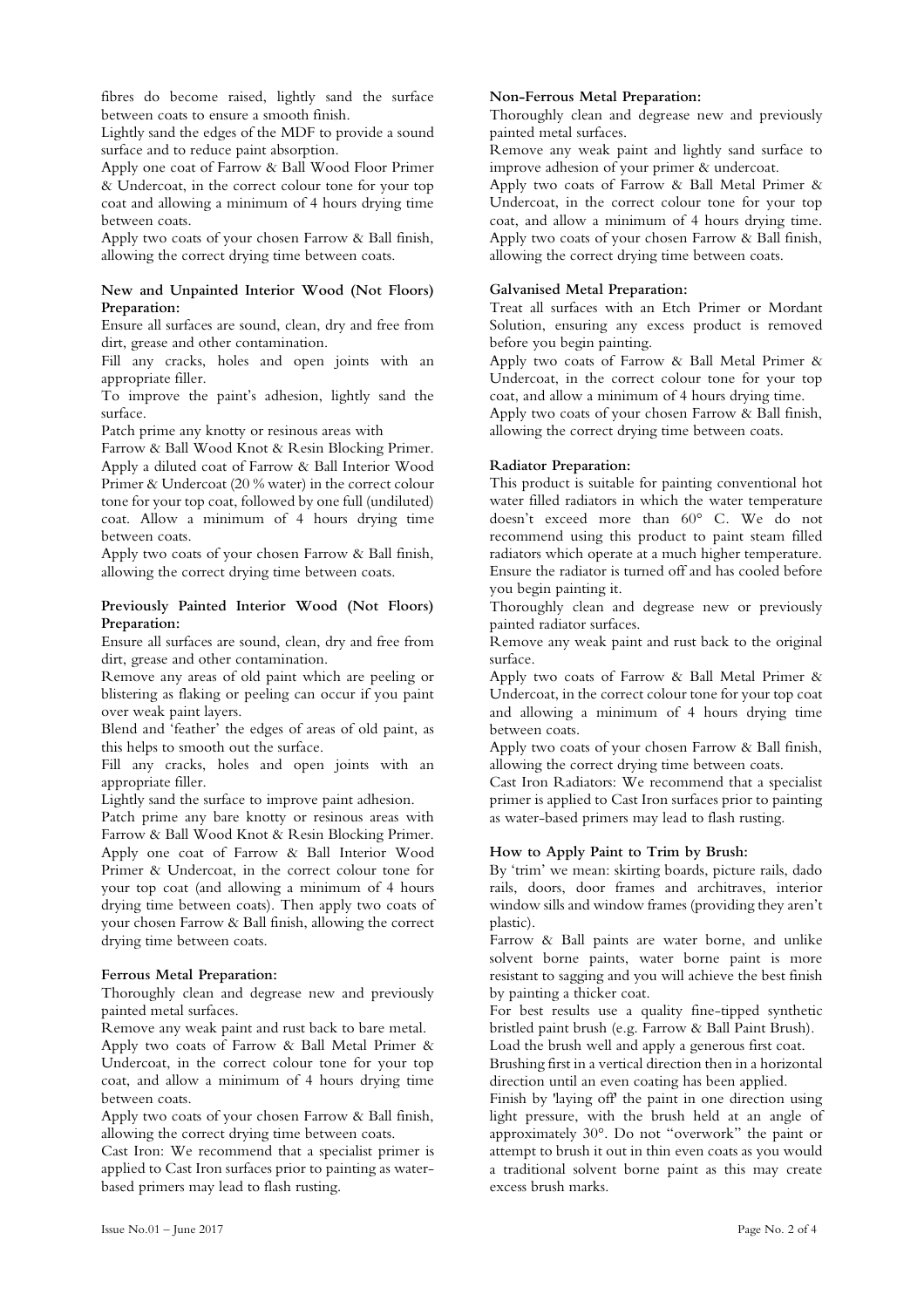fibres do become raised, lightly sand the surface between coats to ensure a smooth finish.

Lightly sand the edges of the MDF to provide a sound surface and to reduce paint absorption.

Apply one coat of Farrow & Ball Wood Floor Primer & Undercoat, in the correct colour tone for your top coat and allowing a minimum of 4 hours drying time between coats.

Apply two coats of your chosen Farrow & Ball finish, allowing the correct drying time between coats.

**New and Unpainted Interior Wood (Not Floors) Preparation:**

Ensure all surfaces are sound, clean, dry and free from dirt, grease and other contamination.

Fill any cracks, holes and open joints with an appropriate filler.

To improve the paint's adhesion, lightly sand the surface.

Patch prime any knotty or resinous areas with Farrow & Ball Wood Knot & Resin Blocking Primer.

Apply a diluted coat of Farrow & Ball Interior Wood Primer & Undercoat (20 % water) in the correct colour tone for your top coat, followed by one full (undiluted) coat. Allow a minimum of 4 hours drying time between coats.

Apply two coats of your chosen Farrow & Ball finish, allowing the correct drying time between coats.

**Previously Painted Interior Wood (Not Floors) Preparation:**

Ensure all surfaces are sound, clean, dry and free from dirt, grease and other contamination.

Remove any areas of old paint which are peeling or blistering as flaking or peeling can occur if you paint over weak paint layers.

Blend and 'feather' the edges of areas of old paint, as this helps to smooth out the surface.

Fill any cracks, holes and open joints with an appropriate filler.

Lightly sand the surface to improve paint adhesion.

Patch prime any bare knotty or resinous areas with Farrow & Ball Wood Knot & Resin Blocking Primer.

Apply one coat of Farrow & Ball Interior Wood Primer & Undercoat, in the correct colour tone for your top coat (and allowing a minimum of 4 hours drying time between coats). Then apply two coats of your chosen Farrow & Ball finish, allowing the correct drying time between coats.

**Ferrous Metal Preparation:**

Thoroughly clean and degrease new and previously painted metal surfaces.

Remove any weak paint and rust back to bare metal.

Apply two coats of Farrow & Ball Metal Primer & Undercoat, in the correct colour tone for your top coat, and allow a minimum of 4 hours drying time between coats.

Apply two coats of your chosen Farrow & Ball finish, allowing the correct drying time between coats.

Cast Iron: We recommend that a specialist primer is applied to Cast Iron surfaces prior to painting as water-based primers may lead to flash rusting.

**Non-Ferrous Metal Preparation:**

Thoroughly clean and degrease new and previously painted metal surfaces.

Remove any weak paint and lightly sand surface to improve adhesion of your primer & undercoat.

Apply two coats of Farrow & Ball Metal Primer & Undercoat, in the correct colour tone for your top coat, and allow a minimum of 4 hours drying time.

Apply two coats of your chosen Farrow & Ball finish, allowing the correct drying time between coats.

**Galvanised Metal Preparation:**

Treat all surfaces with an Etch Primer or Mordant Solution, ensuring any excess product is removed before you begin painting.

Apply two coats of Farrow & Ball Metal Primer & Undercoat, in the correct colour tone for your top coat, and allow a minimum of 4 hours drying time.

Apply two coats of your chosen Farrow & Ball finish, allowing the correct drying time between coats.

**Radiator Preparation:**

This product is suitable for painting conventional hot water filled radiators in which the water temperature doesn't exceed more than 60° C. We do not recommend using this product to paint steam filled radiators which operate at a much higher temperature. Ensure the radiator is turned off and has cooled before you begin painting it.

Thoroughly clean and degrease new or previously painted radiator surfaces.

Remove any weak paint and rust back to the original surface.

Apply two coats of Farrow & Ball Metal Primer & Undercoat, in the correct colour tone for your top coat and allowing a minimum of 4 hours drying time between coats.

Apply two coats of your chosen Farrow & Ball finish, allowing the correct drying time between coats.

Cast Iron Radiators: We recommend that a specialist primer is applied to Cast Iron surfaces prior to painting as water-based primers may lead to flash rusting.

**How to Apply Paint to Trim by Brush:**

By 'trim' we mean: skirting boards, picture rails, dado rails, doors, door frames and architraves, interior window sills and window frames (providing they aren't plastic).

Farrow & Ball paints are water borne, and unlike solvent borne paints, water borne paint is more resistant to sagging and you will achieve the best finish by painting a thicker coat.

For best results use a quality fine-tipped synthetic bristled paint brush (e.g. Farrow & Ball Paint Brush).

Load the brush well and apply a generous first coat.

Brushing first in a vertical direction then in a horizontal direction until an even coating has been applied.

Finish by 'laying off' the paint in one direction using light pressure, with the brush held at an angle of approximately 30°. Do not "overwork" the paint or attempt to brush it out in thin even coats as you would a traditional solvent borne paint as this may create excess brush marks.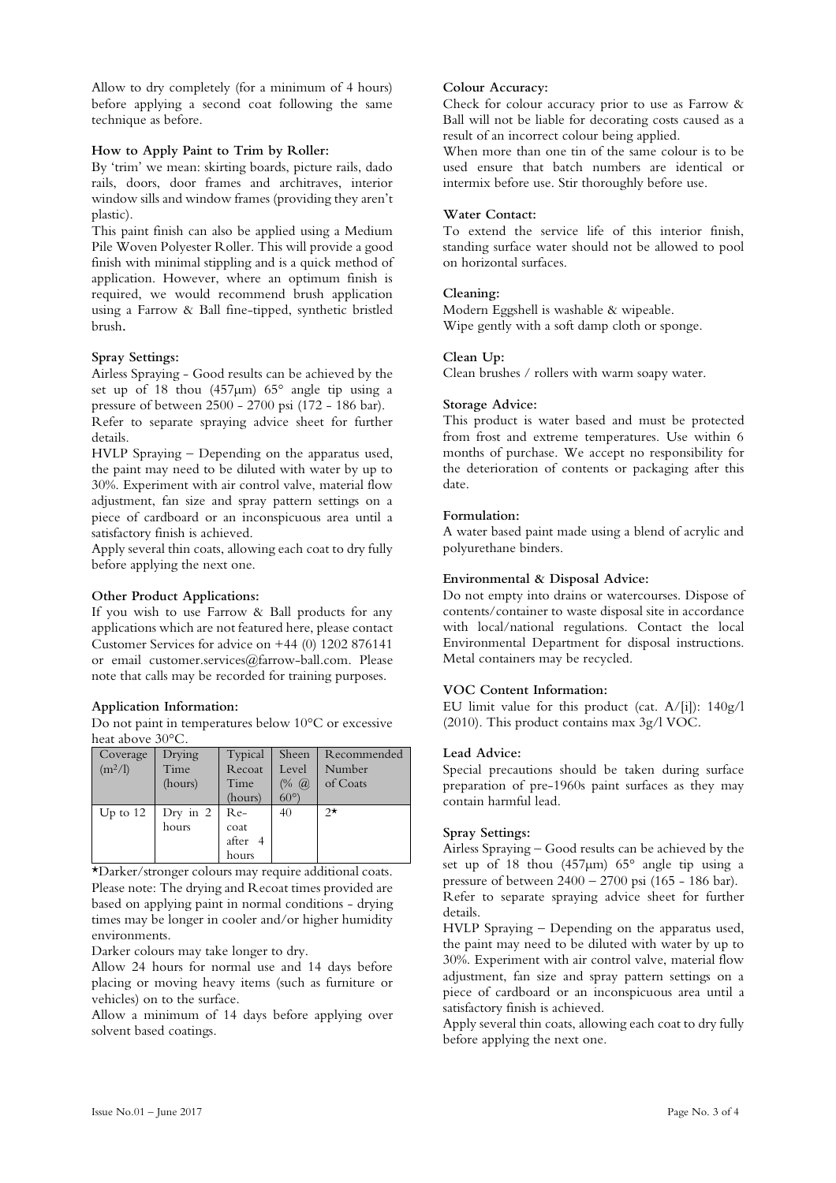Allow to dry completely (for a minimum of 4 hours) before applying a second coat following the same technique as before.

**How to Apply Paint to Trim by Roller:**

By 'trim' we mean: skirting boards, picture rails, dado rails, doors, door frames and architraves, interior window sills and window frames (providing they aren't plastic).

This paint finish can also be applied using a Medium Pile Woven Polyester Roller. This will provide a good finish with minimal stippling and is a quick method of application. However, where an optimum finish is required, we would recommend brush application using a Farrow & Ball fine-tipped, synthetic bristled brush.

**Spray Settings:**

Airless Spraying - Good results can be achieved by the set up of 18 thou (457μm) 65° angle tip using a pressure of between 2500 - 2700 psi (172 - 186 bar).

Refer to separate spraying advice sheet for further details.

HVLP Spraying – Depending on the apparatus used, the paint may need to be diluted with water by up to 30%. Experiment with air control valve, material flow adjustment, fan size and spray pattern settings on a piece of cardboard or an inconspicuous area until a satisfactory finish is achieved.

Apply several thin coats, allowing each coat to dry fully before applying the next one.

**Other Product Applications:**

If you wish to use Farrow & Ball products for any applications which are not featured here, please contact Customer Services for advice on +44 (0) 1202 876141 or email customer.services@farrow-ball.com. Please note that calls may be recorded for training purposes.

**Application Information:**

Do not paint in temperatures below 10°C or excessive heat above 30°C.

| Coverage ($m^2$/l) | Drying Time (hours) | Typical Recoat Time (hours) | Sheen Level (% @ 60°) | Recommended Number of Coats |
|---|---|---|---|---|
| Up to 12 | Dry in 2 hours | Re-coat after 4 hours | 40 | 2* |

*Darker/stronger colours may require additional coats.

Please note: The drying and Recoat times provided are based on applying paint in normal conditions - drying times may be longer in cooler and/or higher humidity environments.

Darker colours may take longer to dry.

Allow 24 hours for normal use and 14 days before placing or moving heavy items (such as furniture or vehicles) on to the surface.

Allow a minimum of 14 days before applying over solvent based coatings.

**Colour Accuracy:**

Check for colour accuracy prior to use as Farrow & Ball will not be liable for decorating costs caused as a result of an incorrect colour being applied.

When more than one tin of the same colour is to be used ensure that batch numbers are identical or intermix before use. Stir thoroughly before use.

**Water Contact:**

To extend the service life of this interior finish, standing surface water should not be allowed to pool on horizontal surfaces.

**Cleaning:**

Modern Eggshell is washable & wipeable.

Wipe gently with a soft damp cloth or sponge.

**Clean Up:**

Clean brushes / rollers with warm soapy water.

**Storage Advice:**

This product is water based and must be protected from frost and extreme temperatures. Use within 6 months of purchase. We accept no responsibility for the deterioration of contents or packaging after this date.

**Formulation:**

A water based paint made using a blend of acrylic and polyurethane binders.

**Environmental & Disposal Advice:**

Do not empty into drains or watercourses. Dispose of contents/container to waste disposal site in accordance with local/national regulations. Contact the local Environmental Department for disposal instructions. Metal containers may be recycled.

**VOC Content Information:**

EU limit value for this product (cat. A/[i]): 140g/l (2010). This product contains max 3g/l VOC.

**Lead Advice:**

Special precautions should be taken during surface preparation of pre-1960s paint surfaces as they may contain harmful lead.

**Spray Settings:**

Airless Spraying – Good results can be achieved by the set up of 18 thou (457μm) 65° angle tip using a pressure of between 2400 – 2700 psi (165 - 186 bar).

Refer to separate spraying advice sheet for further details.

HVLP Spraying – Depending on the apparatus used, the paint may need to be diluted with water by up to 30%. Experiment with air control valve, material flow adjustment, fan size and spray pattern settings on a piece of cardboard or an inconspicuous area until a satisfactory finish is achieved.

Apply several thin coats, allowing each coat to dry fully before applying the next one.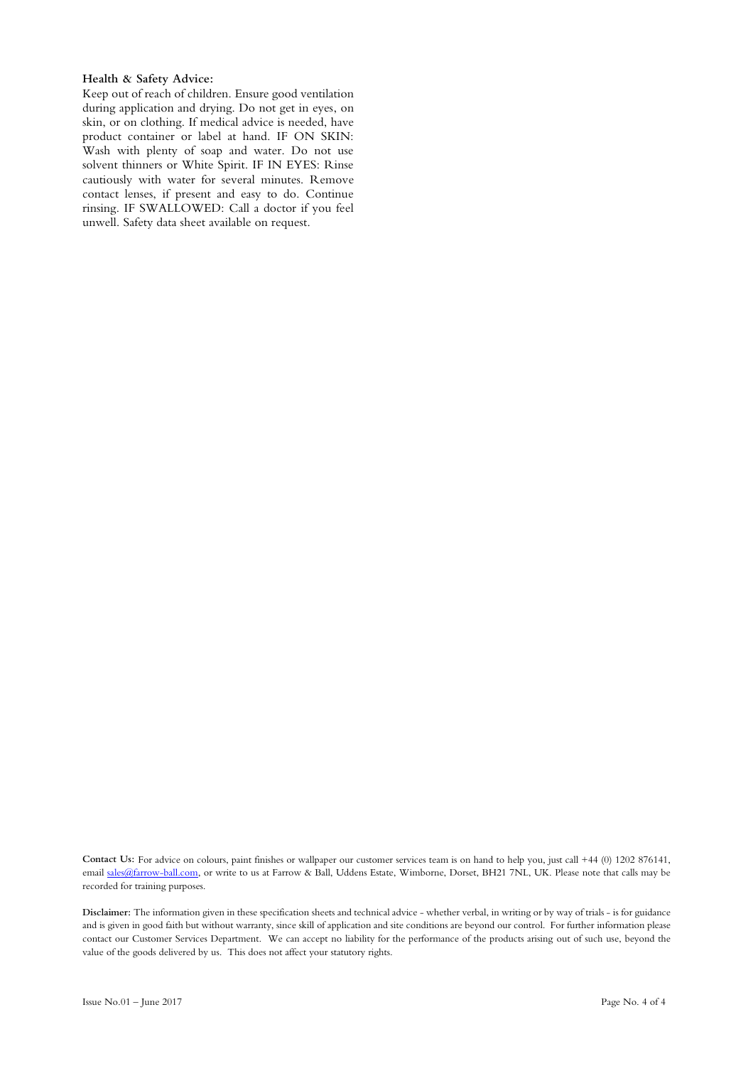**Health & Safety Advice:**

Keep out of reach of children. Ensure good ventilation during application and drying. Do not get in eyes, on skin, or on clothing. If medical advice is needed, have product container or label at hand. IF ON SKIN: Wash with plenty of soap and water. Do not use solvent thinners or White Spirit. IF IN EYES: Rinse cautiously with water for several minutes. Remove contact lenses, if present and easy to do. Continue rinsing. IF SWALLOWED: Call a doctor if you feel unwell. Safety data sheet available on request.

**Contact Us:** For advice on colours, paint finishes or wallpaper our customer services team is on hand to help you, just call +44 (0) 1202 876141, email [sales@farrow-ball.com](mailto:sales@farrow-ball.com), or write to us at Farrow & Ball, Uddens Estate, Wimborne, Dorset, BH21 7NL, UK. Please note that calls may be recorded for training purposes.

**Disclaimer:** The information given in these specification sheets and technical advice - whether verbal, in writing or by way of trials - is for guidance and is given in good faith but without warranty, since skill of application and site conditions are beyond our control. For further information please contact our Customer Services Department. We can accept no liability for the performance of the products arising out of such use, beyond the value of the goods delivered by us. This does not affect your statutory rights.

Issue No.01 – June 2017